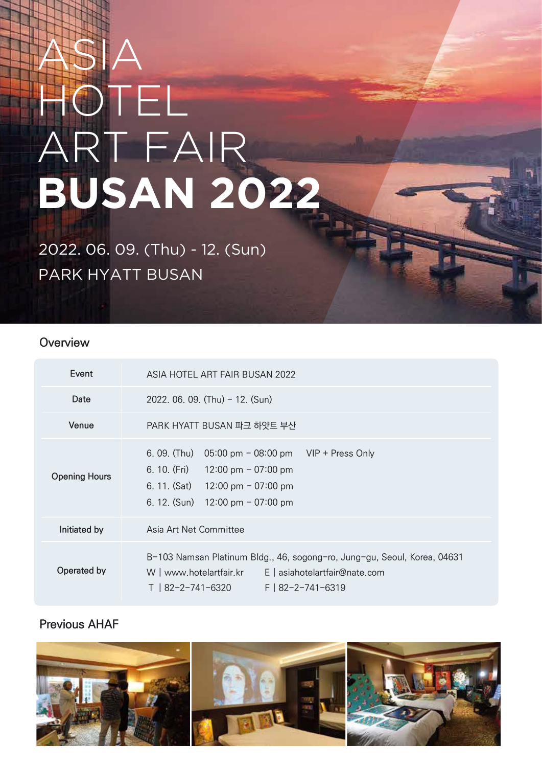# ASIA HOTEL ART FAIR **BUSAN 2022**

2022. 06. 09. (Thu) - 12. (Sun)

PARK HYATT BUSAN

## Overview

| | |
|---|---|
| Event | ASIA HOTEL ART FAIR BUSAN 2022 |
| Date | 2022. 06. 09. (Thu) – 12. (Sun) |
| Venue | PARK HYATT BUSAN 파크 하얏트 부산 |
| Opening Hours | 6. 09. (Thu) 05:00 pm – 08:00 pm VIP + Press Only<br>6. 10. (Fri) 12:00 pm – 07:00 pm<br>6. 11. (Sat) 12:00 pm – 07:00 pm<br>6. 12. (Sun) 12:00 pm – 07:00 pm |
| Initiated by | Asia Art Net Committee |
| Operated by | B-103 Namsan Platinum Bldg., 46, sogong-ro, Jung-gu, Seoul, Korea, 04631<br>W \| www.hotelartfair.kr E \| asiahotelartfair@nate.com<br>T \| 82-2-741-6320 F \| 82-2-741-6319 |

## Previous AHAF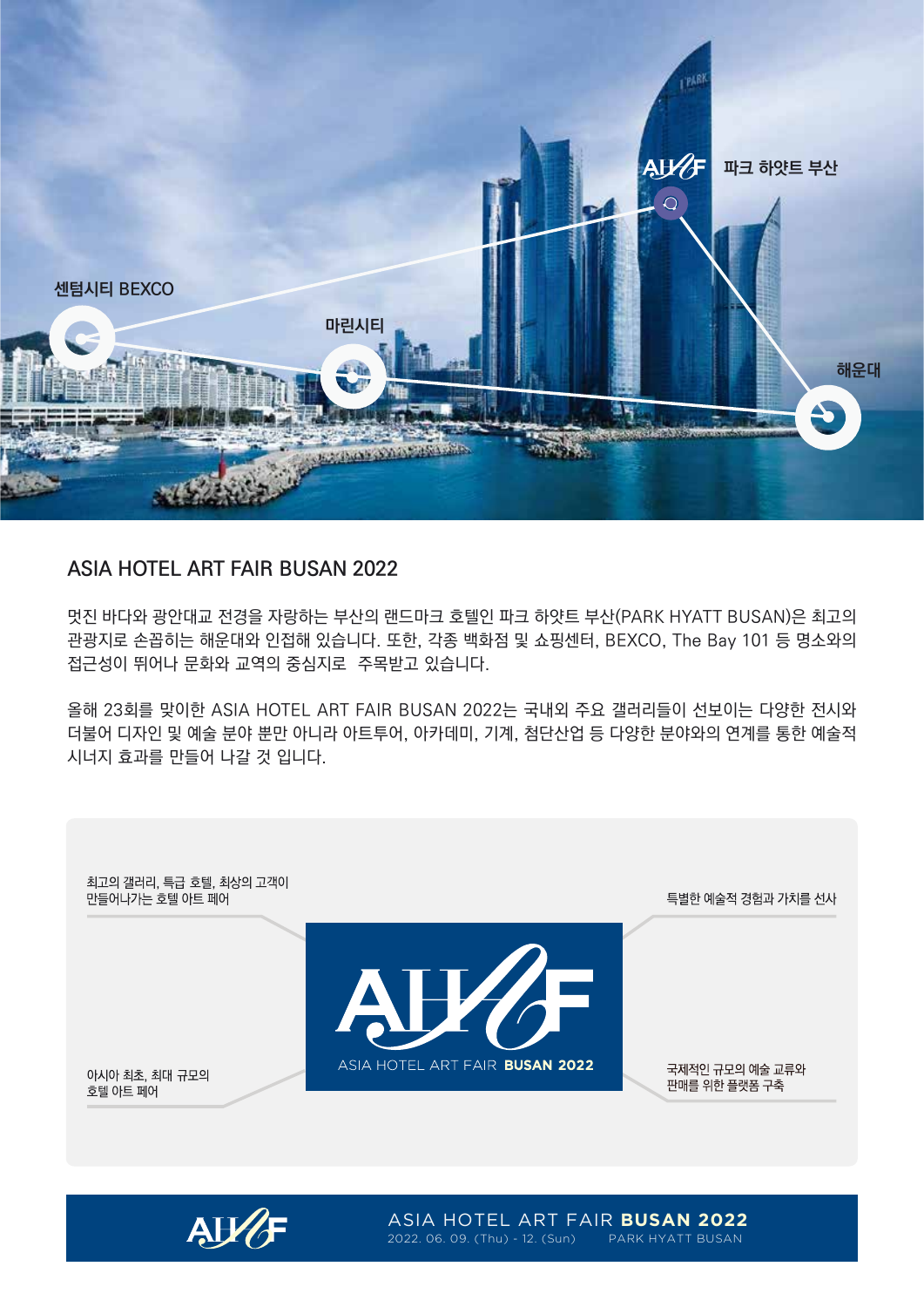센텀시티 BEXCO

마린시티

파크 하얏트 부산

해운대

## ASIA HOTEL ART FAIR BUSAN 2022

멋진 바다와 광안대교 전경을 자랑하는 부산의 랜드마크 호텔인 파크 하얏트 부산(PARK HYATT BUSAN)은 최고의 관광지로 손꼽히는 해운대와 인접해 있습니다. 또한, 각종 백화점 및 쇼핑센터, BEXCO, The Bay 101 등 명소와의 접근성이 뛰어나 문화와 교역의 중심지로 주목받고 있습니다.

올해 23회를 맞이한 ASIA HOTEL ART FAIR BUSAN 2022는 국내외 주요 갤러리들이 선보이는 다양한 전시와 더불어 디자인 및 예술 분야 뿐만 아니라 아트투어, 아카데미, 기계, 첨단산업 등 다양한 분야와의 연계를 통한 예술적 시너지 효과를 만들어 나갈 것 입니다.

최고의 갤러리, 특급 호텔, 최상의 고객이 만들어나가는 호텔 아트 페어

특별한 예술적 경험과 가치를 선사

AHAF

ASIA HOTEL ART FAIR **BUSAN 2022**

아시아 최초, 최대 규모의 호텔 아트 페어

국제적인 규모의 예술 교류와 판매를 위한 플랫폼 구축

AHAF

ASIA HOTEL ART FAIR **BUSAN 2022**

2022. 06. 09. (Thu) - 12. (Sun) PARK HYATT BUSAN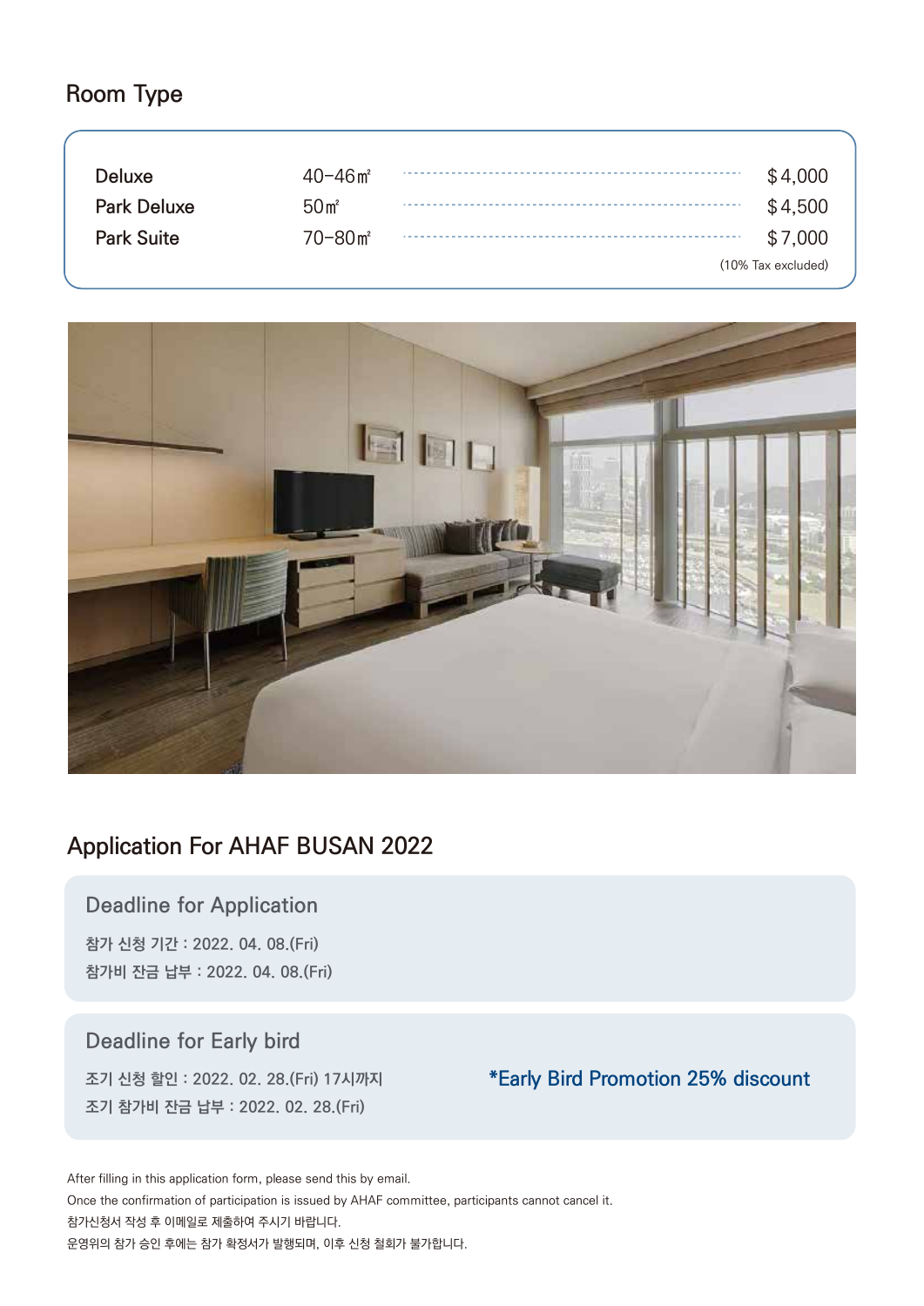## Room Type

| | | |
|---|---|---|
| Deluxe | 40-46㎡ | $4,000 |
| Park Deluxe | 50㎡ | $4,500 |
| Park Suite | 70-80㎡ | $7,000 |

(10% Tax excluded)

## Application For AHAF BUSAN 2022

### Deadline for Application

참가 신청 기간 : 2022. 04. 08.(Fri)
참가비 잔금 납부 : 2022. 04. 08.(Fri)

### Deadline for Early bird

조기 신청 할인 : 2022. 02. 28.(Fri) 17시까지
조기 참가비 잔금 납부 : 2022. 02. 28.(Fri)

*Early Bird Promotion 25% discount

After filling in this application form, please send this by email.
Once the confirmation of participation is issued by AHAF committee, participants cannot cancel it.
참가신청서 작성 후 이메일로 제출하여 주시기 바랍니다.
운영위의 참가 승인 후에는 참가 확정서가 발행되며, 이후 신청 철회가 불가합니다.